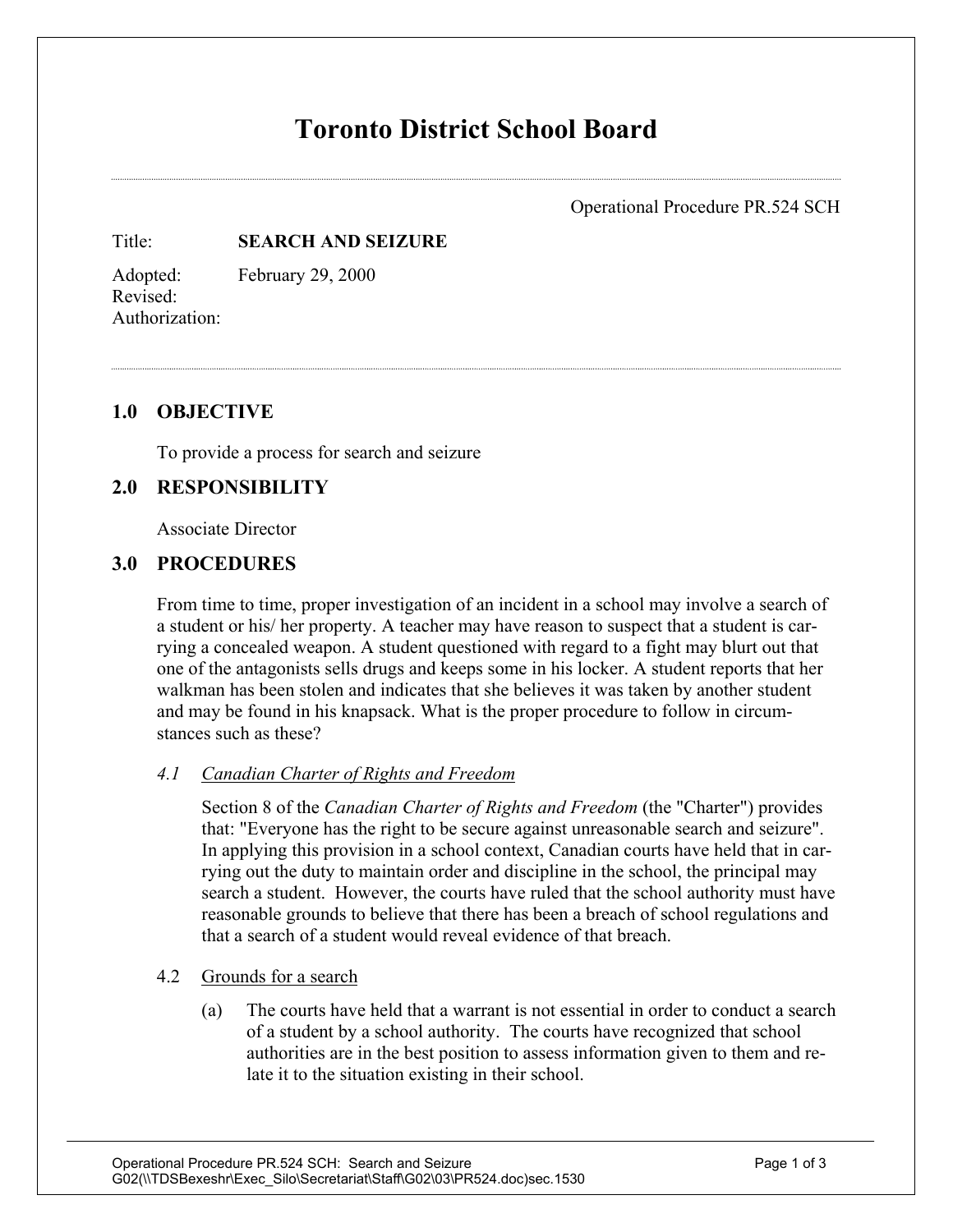# Toronto District School Board

Operational Procedure PR.524 SCH

Title: **SEARCH AND SEIZURE**

Adopted: February 29, 2000
Revised:
Authorization:

## 1.0 OBJECTIVE

To provide a process for search and seizure

## 2.0 RESPONSIBILITY

Associate Director

## 3.0 PROCEDURES

From time to time, proper investigation of an incident in a school may involve a search of a student or his/ her property. A teacher may have reason to suspect that a student is carrying a concealed weapon. A student questioned with regard to a fight may blurt out that one of the antagonists sells drugs and keeps some in his locker. A student reports that her walkman has been stolen and indicates that she believes it was taken by another student and may be found in his knapsack. What is the proper procedure to follow in circumstances such as these?

### *4.1 Canadian Charter of Rights and Freedom*

Section 8 of the *Canadian Charter of Rights and Freedom* (the "Charter") provides that: "Everyone has the right to be secure against unreasonable search and seizure". In applying this provision in a school context, Canadian courts have held that in carrying out the duty to maintain order and discipline in the school, the principal may search a student. However, the courts have ruled that the school authority must have reasonable grounds to believe that there has been a breach of school regulations and that a search of a student would reveal evidence of that breach.

### 4.2 Grounds for a search

(a) The courts have held that a warrant is not essential in order to conduct a search of a student by a school authority. The courts have recognized that school authorities are in the best position to assess information given to them and relate it to the situation existing in their school.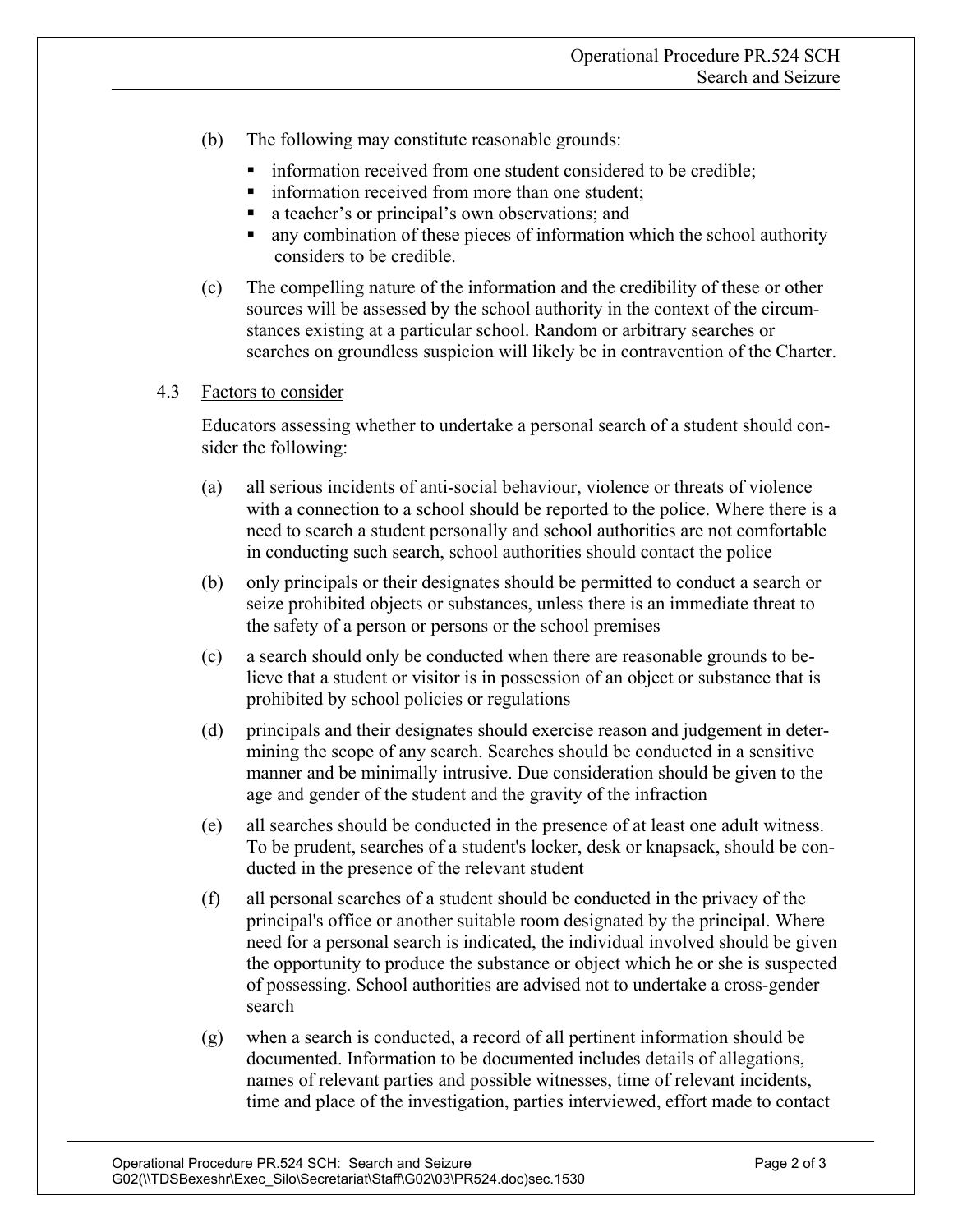(b) The following may constitute reasonable grounds:

- information received from one student considered to be credible;
- information received from more than one student;
- a teacher's or principal's own observations; and
- any combination of these pieces of information which the school authority considers to be credible.

(c) The compelling nature of the information and the credibility of these or other sources will be assessed by the school authority in the context of the circumstances existing at a particular school. Random or arbitrary searches or searches on groundless suspicion will likely be in contravention of the Charter.

4.3 Factors to consider

Educators assessing whether to undertake a personal search of a student should consider the following:

(a) all serious incidents of anti-social behaviour, violence or threats of violence with a connection to a school should be reported to the police. Where there is a need to search a student personally and school authorities are not comfortable in conducting such search, school authorities should contact the police

(b) only principals or their designates should be permitted to conduct a search or seize prohibited objects or substances, unless there is an immediate threat to the safety of a person or persons or the school premises

(c) a search should only be conducted when there are reasonable grounds to believe that a student or visitor is in possession of an object or substance that is prohibited by school policies or regulations

(d) principals and their designates should exercise reason and judgement in determining the scope of any search. Searches should be conducted in a sensitive manner and be minimally intrusive. Due consideration should be given to the age and gender of the student and the gravity of the infraction

(e) all searches should be conducted in the presence of at least one adult witness. To be prudent, searches of a student's locker, desk or knapsack, should be conducted in the presence of the relevant student

(f) all personal searches of a student should be conducted in the privacy of the principal's office or another suitable room designated by the principal. Where need for a personal search is indicated, the individual involved should be given the opportunity to produce the substance or object which he or she is suspected of possessing. School authorities are advised not to undertake a cross-gender search

(g) when a search is conducted, a record of all pertinent information should be documented. Information to be documented includes details of allegations, names of relevant parties and possible witnesses, time of relevant incidents, time and place of the investigation, parties interviewed, effort made to contact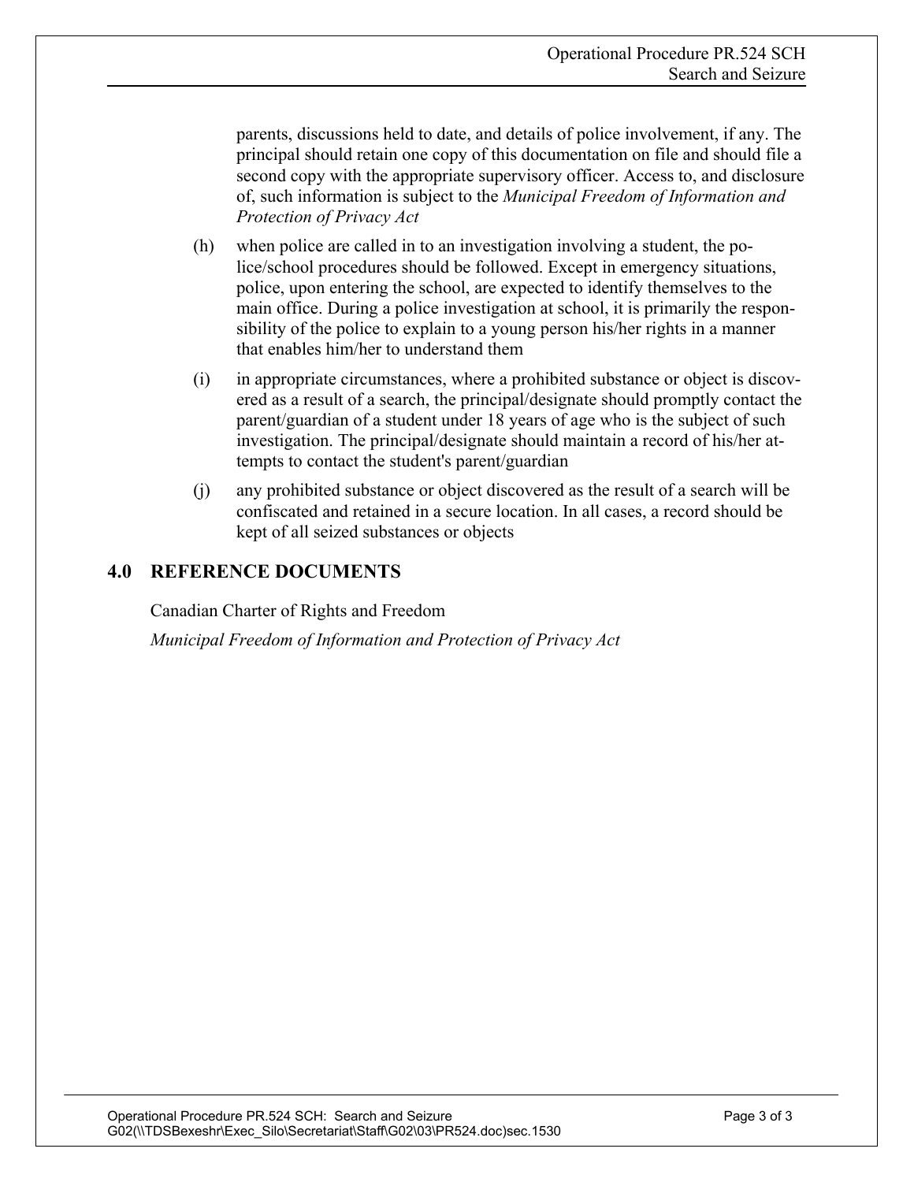parents, discussions held to date, and details of police involvement, if any. The principal should retain one copy of this documentation on file and should file a second copy with the appropriate supervisory officer. Access to, and disclosure of, such information is subject to the *Municipal Freedom of Information and Protection of Privacy Act*

(h) when police are called in to an investigation involving a student, the police/school procedures should be followed. Except in emergency situations, police, upon entering the school, are expected to identify themselves to the main office. During a police investigation at school, it is primarily the responsibility of the police to explain to a young person his/her rights in a manner that enables him/her to understand them

(i) in appropriate circumstances, where a prohibited substance or object is discovered as a result of a search, the principal/designate should promptly contact the parent/guardian of a student under 18 years of age who is the subject of such investigation. The principal/designate should maintain a record of his/her attempts to contact the student's parent/guardian

(j) any prohibited substance or object discovered as the result of a search will be confiscated and retained in a secure location. In all cases, a record should be kept of all seized substances or objects

## 4.0 REFERENCE DOCUMENTS

Canadian Charter of Rights and Freedom

*Municipal Freedom of Information and Protection of Privacy Act*